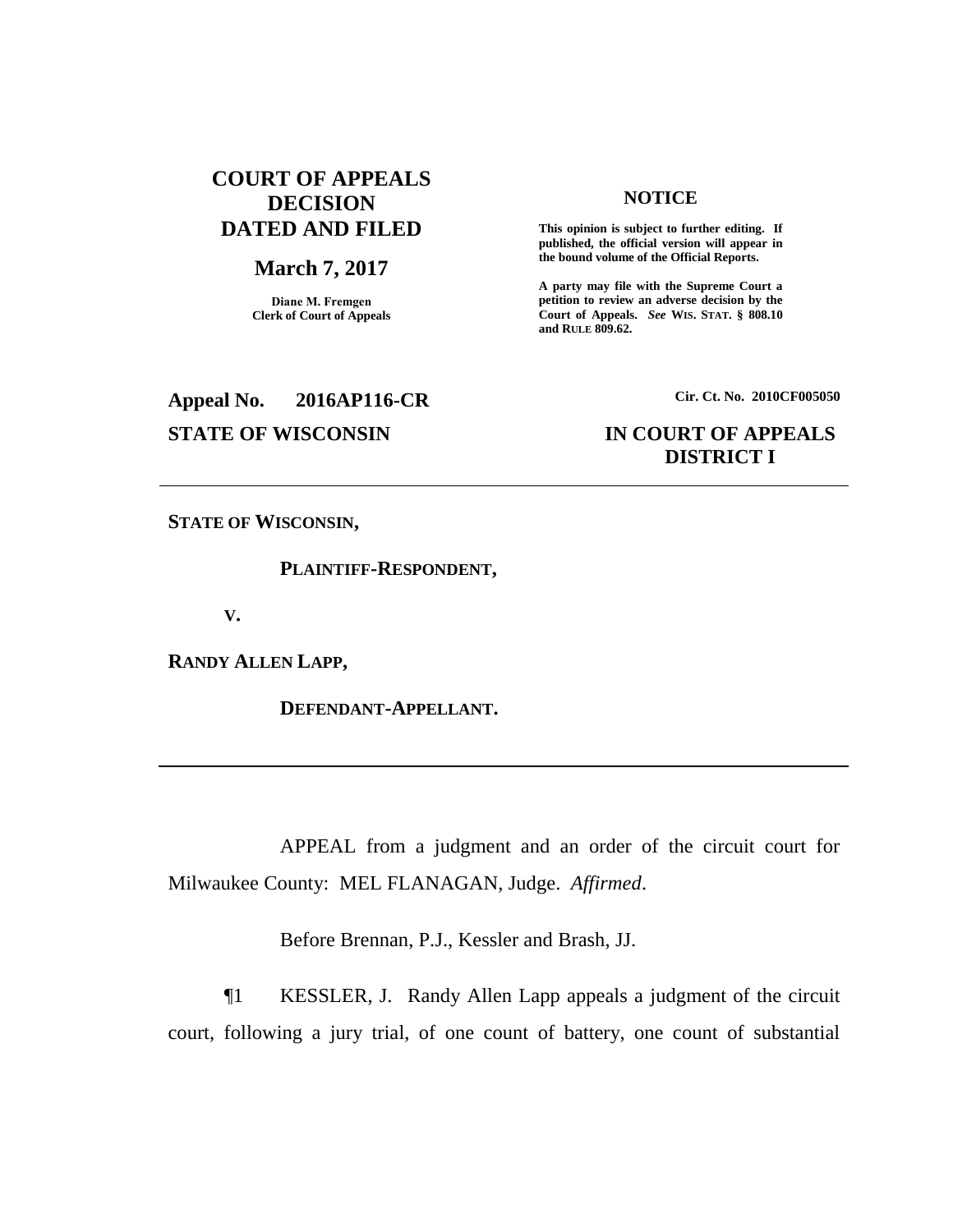**COURT OF APPEALS DECISION DATED AND FILED**

**March 7, 2017**

**Diane M. Fremgen**
**Clerk of Court of Appeals**

**NOTICE**

**This opinion is subject to further editing. If published, the official version will appear in the bound volume of the Official Reports.**

**A party may file with the Supreme Court a petition to review an adverse decision by the Court of Appeals.** ***See*** **WIS. STAT. § 808.10 and RULE 809.62.**

**Appeal No. 2016AP116-CR** **Cir. Ct. No. 2010CF005050**

**STATE OF WISCONSIN** **IN COURT OF APPEALS DISTRICT I**

---

**STATE OF WISCONSIN,**

**PLAINTIFF-RESPONDENT,**

**V.**

**RANDY ALLEN LAPP,**

**DEFENDANT-APPELLANT.**

---

APPEAL from a judgment and an order of the circuit court for Milwaukee County: MEL FLANAGAN, Judge. *Affirmed*.

Before Brennan, P.J., Kessler and Brash, JJ.

¶1 KESSLER, J. Randy Allen Lapp appeals a judgment of the circuit court, following a jury trial, of one count of battery, one count of substantial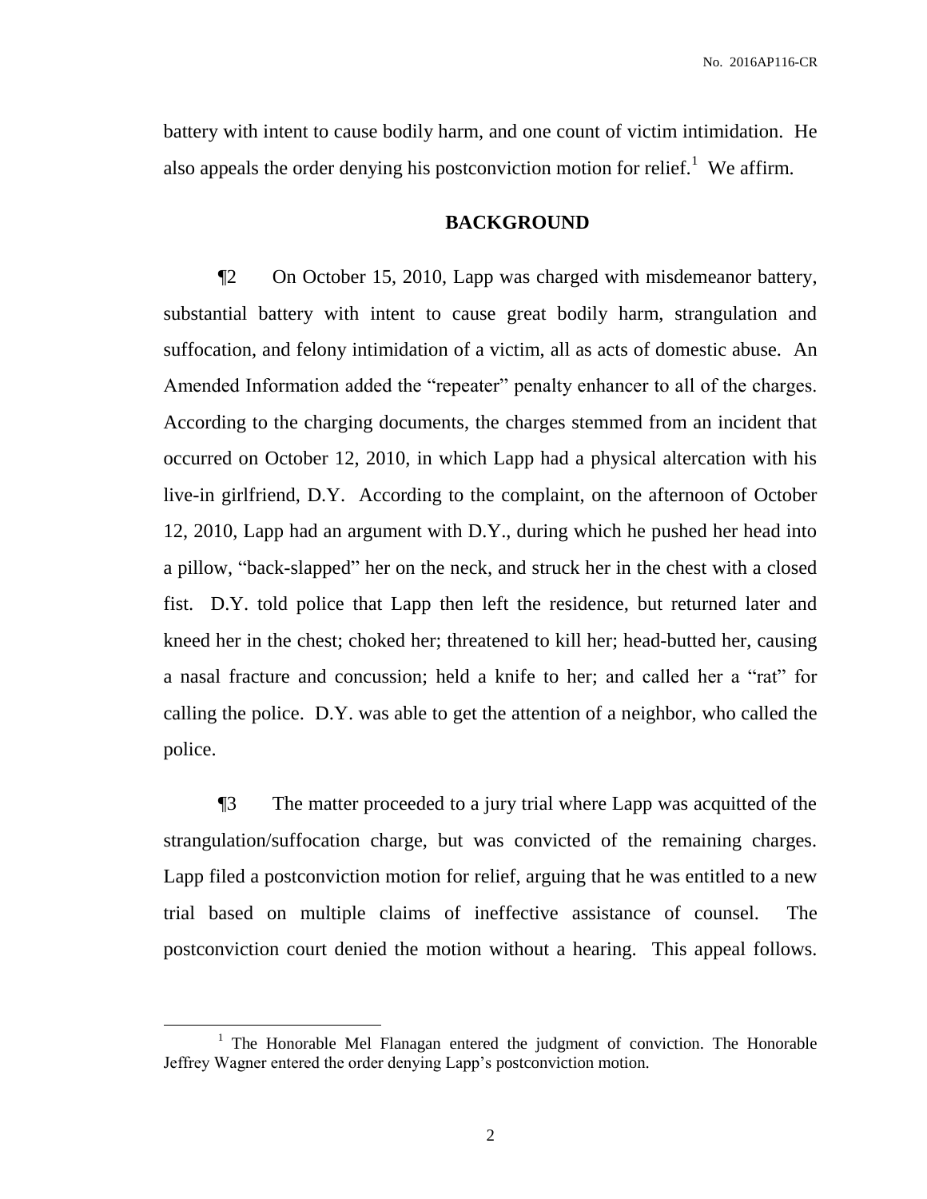battery with intent to cause bodily harm, and one count of victim intimidation. He also appeals the order denying his postconviction motion for relief.[1] We affirm.

## BACKGROUND

¶2 On October 15, 2010, Lapp was charged with misdemeanor battery, substantial battery with intent to cause great bodily harm, strangulation and suffocation, and felony intimidation of a victim, all as acts of domestic abuse. An Amended Information added the "repeater" penalty enhancer to all of the charges. According to the charging documents, the charges stemmed from an incident that occurred on October 12, 2010, in which Lapp had a physical altercation with his live-in girlfriend, D.Y. According to the complaint, on the afternoon of October 12, 2010, Lapp had an argument with D.Y., during which he pushed her head into a pillow, "back-slapped" her on the neck, and struck her in the chest with a closed fist. D.Y. told police that Lapp then left the residence, but returned later and kneed her in the chest; choked her; threatened to kill her; head-butted her, causing a nasal fracture and concussion; held a knife to her; and called her a "rat" for calling the police. D.Y. was able to get the attention of a neighbor, who called the police.

¶3 The matter proceeded to a jury trial where Lapp was acquitted of the strangulation/suffocation charge, but was convicted of the remaining charges. Lapp filed a postconviction motion for relief, arguing that he was entitled to a new trial based on multiple claims of ineffective assistance of counsel. The postconviction court denied the motion without a hearing. This appeal follows.

---

[1] The Honorable Mel Flanagan entered the judgment of conviction. The Honorable Jeffrey Wagner entered the order denying Lapp's postconviction motion.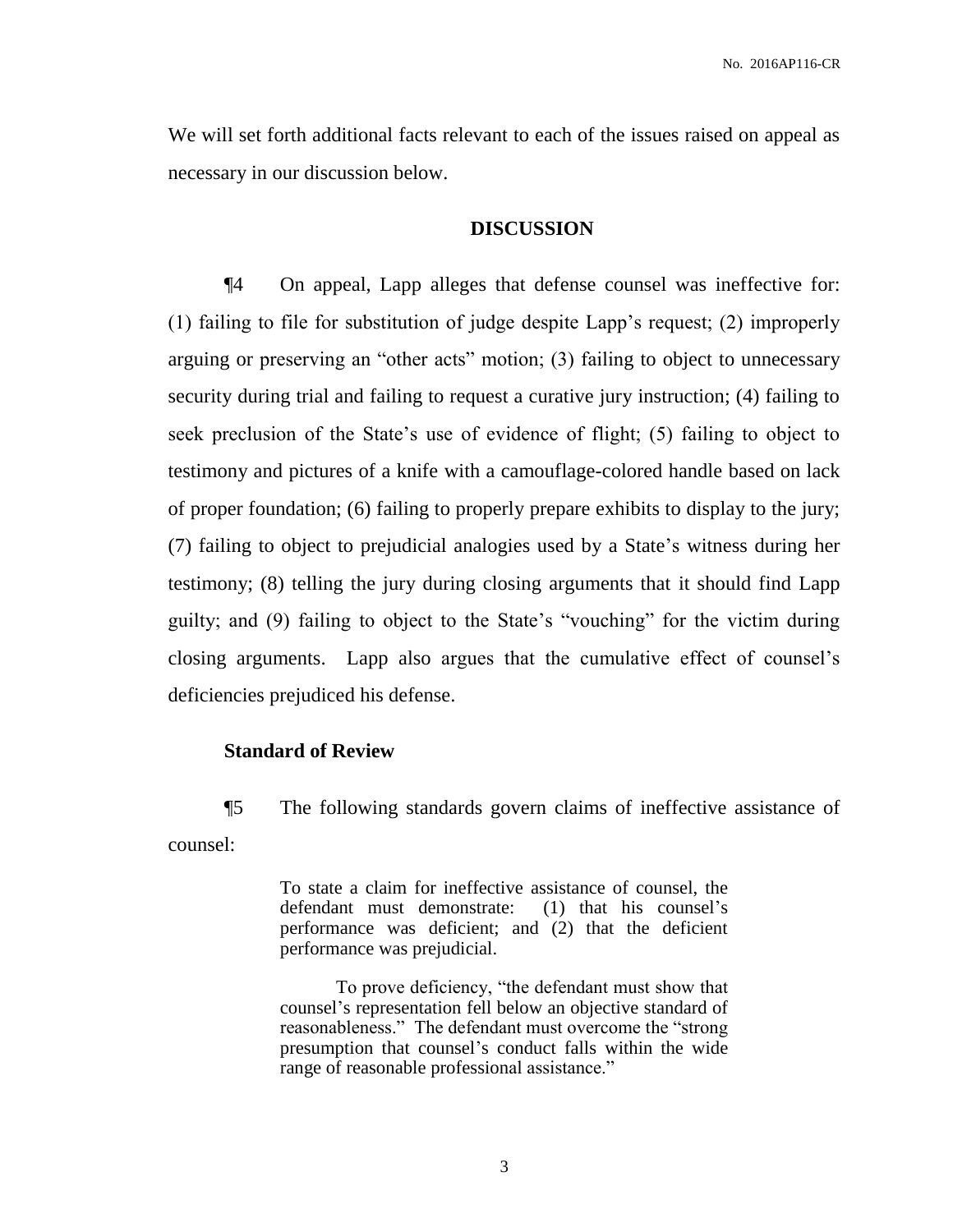We will set forth additional facts relevant to each of the issues raised on appeal as necessary in our discussion below.

## DISCUSSION

¶4 On appeal, Lapp alleges that defense counsel was ineffective for: (1) failing to file for substitution of judge despite Lapp's request; (2) improperly arguing or preserving an "other acts" motion; (3) failing to object to unnecessary security during trial and failing to request a curative jury instruction; (4) failing to seek preclusion of the State's use of evidence of flight; (5) failing to object to testimony and pictures of a knife with a camouflage-colored handle based on lack of proper foundation; (6) failing to properly prepare exhibits to display to the jury; (7) failing to object to prejudicial analogies used by a State's witness during her testimony; (8) telling the jury during closing arguments that it should find Lapp guilty; and (9) failing to object to the State's "vouching" for the victim during closing arguments. Lapp also argues that the cumulative effect of counsel's deficiencies prejudiced his defense.

### Standard of Review

¶5 The following standards govern claims of ineffective assistance of counsel:

> To state a claim for ineffective assistance of counsel, the defendant must demonstrate: (1) that his counsel's performance was deficient; and (2) that the deficient performance was prejudicial.
>
> To prove deficiency, "the defendant must show that counsel's representation fell below an objective standard of reasonableness." The defendant must overcome the "strong presumption that counsel's conduct falls within the wide range of reasonable professional assistance."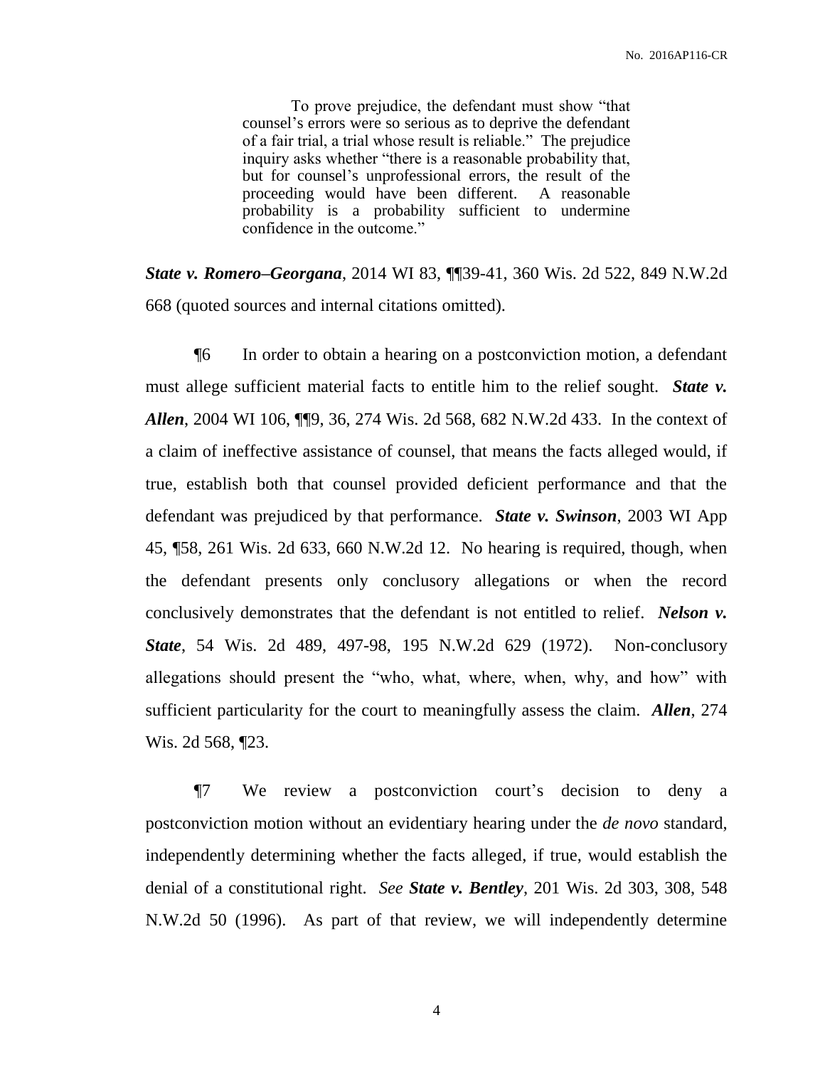> To prove prejudice, the defendant must show "that counsel's errors were so serious as to deprive the defendant of a fair trial, a trial whose result is reliable." The prejudice inquiry asks whether "there is a reasonable probability that, but for counsel's unprofessional errors, the result of the proceeding would have been different. A reasonable probability is a probability sufficient to undermine confidence in the outcome."

***State v. Romero–Georgana***, 2014 WI 83, ¶¶39-41, 360 Wis. 2d 522, 849 N.W.2d 668 (quoted sources and internal citations omitted).

¶6 In order to obtain a hearing on a postconviction motion, a defendant must allege sufficient material facts to entitle him to the relief sought. ***State v. Allen***, 2004 WI 106, ¶¶9, 36, 274 Wis. 2d 568, 682 N.W.2d 433. In the context of a claim of ineffective assistance of counsel, that means the facts alleged would, if true, establish both that counsel provided deficient performance and that the defendant was prejudiced by that performance. ***State v. Swinson***, 2003 WI App 45, ¶58, 261 Wis. 2d 633, 660 N.W.2d 12. No hearing is required, though, when the defendant presents only conclusory allegations or when the record conclusively demonstrates that the defendant is not entitled to relief. ***Nelson v. State***, 54 Wis. 2d 489, 497-98, 195 N.W.2d 629 (1972). Non-conclusory allegations should present the "who, what, where, when, why, and how" with sufficient particularity for the court to meaningfully assess the claim. ***Allen***, 274 Wis. 2d 568, ¶23.

¶7 We review a postconviction court's decision to deny a postconviction motion without an evidentiary hearing under the *de novo* standard, independently determining whether the facts alleged, if true, would establish the denial of a constitutional right. *See* ***State v. Bentley***, 201 Wis. 2d 303, 308, 548 N.W.2d 50 (1996). As part of that review, we will independently determine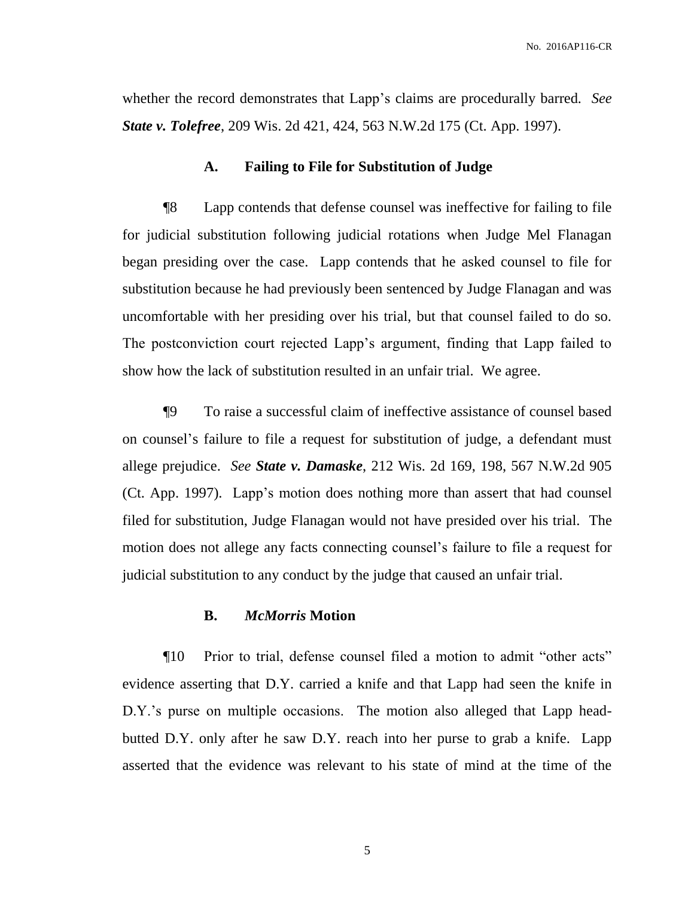whether the record demonstrates that Lapp's claims are procedurally barred. *See* ***State v. Tolefree***, 209 Wis. 2d 421, 424, 563 N.W.2d 175 (Ct. App. 1997).

### A. Failing to File for Substitution of Judge

¶8 Lapp contends that defense counsel was ineffective for failing to file for judicial substitution following judicial rotations when Judge Mel Flanagan began presiding over the case. Lapp contends that he asked counsel to file for substitution because he had previously been sentenced by Judge Flanagan and was uncomfortable with her presiding over his trial, but that counsel failed to do so. The postconviction court rejected Lapp's argument, finding that Lapp failed to show how the lack of substitution resulted in an unfair trial. We agree.

¶9 To raise a successful claim of ineffective assistance of counsel based on counsel's failure to file a request for substitution of judge, a defendant must allege prejudice. *See* ***State v. Damaske***, 212 Wis. 2d 169, 198, 567 N.W.2d 905 (Ct. App. 1997). Lapp's motion does nothing more than assert that had counsel filed for substitution, Judge Flanagan would not have presided over his trial. The motion does not allege any facts connecting counsel's failure to file a request for judicial substitution to any conduct by the judge that caused an unfair trial.

### B. *McMorris* Motion

¶10 Prior to trial, defense counsel filed a motion to admit "other acts" evidence asserting that D.Y. carried a knife and that Lapp had seen the knife in D.Y.'s purse on multiple occasions. The motion also alleged that Lapp head-butted D.Y. only after he saw D.Y. reach into her purse to grab a knife. Lapp asserted that the evidence was relevant to his state of mind at the time of the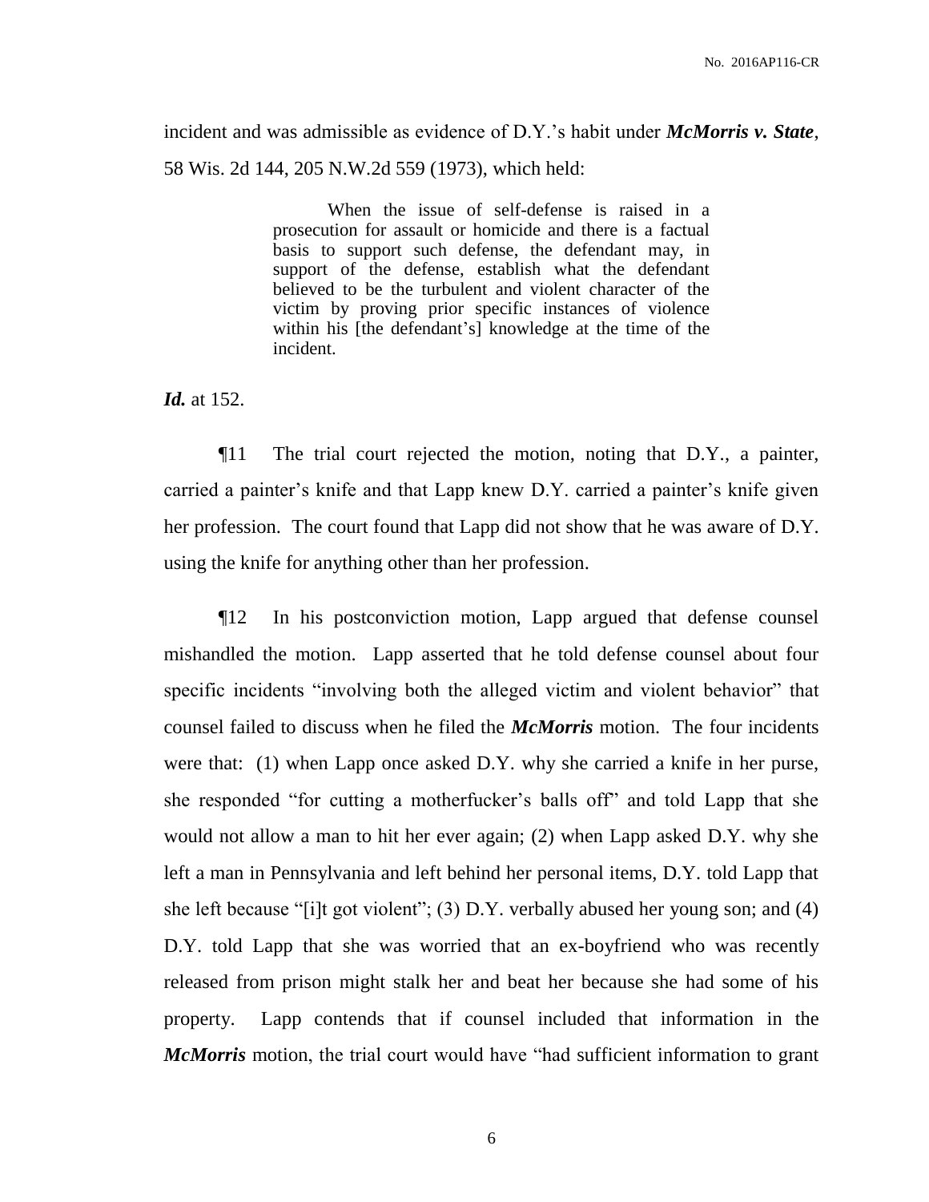incident and was admissible as evidence of D.Y.'s habit under ***McMorris v. State***, 58 Wis. 2d 144, 205 N.W.2d 559 (1973), which held:

> When the issue of self-defense is raised in a prosecution for assault or homicide and there is a factual basis to support such defense, the defendant may, in support of the defense, establish what the defendant believed to be the turbulent and violent character of the victim by proving prior specific instances of violence within his [the defendant's] knowledge at the time of the incident.

***Id.*** at 152.

¶11 The trial court rejected the motion, noting that D.Y., a painter, carried a painter's knife and that Lapp knew D.Y. carried a painter's knife given her profession. The court found that Lapp did not show that he was aware of D.Y. using the knife for anything other than her profession.

¶12 In his postconviction motion, Lapp argued that defense counsel mishandled the motion. Lapp asserted that he told defense counsel about four specific incidents "involving both the alleged victim and violent behavior" that counsel failed to discuss when he filed the ***McMorris*** motion. The four incidents were that: (1) when Lapp once asked D.Y. why she carried a knife in her purse, she responded "for cutting a motherfucker's balls off" and told Lapp that she would not allow a man to hit her ever again; (2) when Lapp asked D.Y. why she left a man in Pennsylvania and left behind her personal items, D.Y. told Lapp that she left because "[i]t got violent"; (3) D.Y. verbally abused her young son; and (4) D.Y. told Lapp that she was worried that an ex-boyfriend who was recently released from prison might stalk her and beat her because she had some of his property. Lapp contends that if counsel included that information in the ***McMorris*** motion, the trial court would have "had sufficient information to grant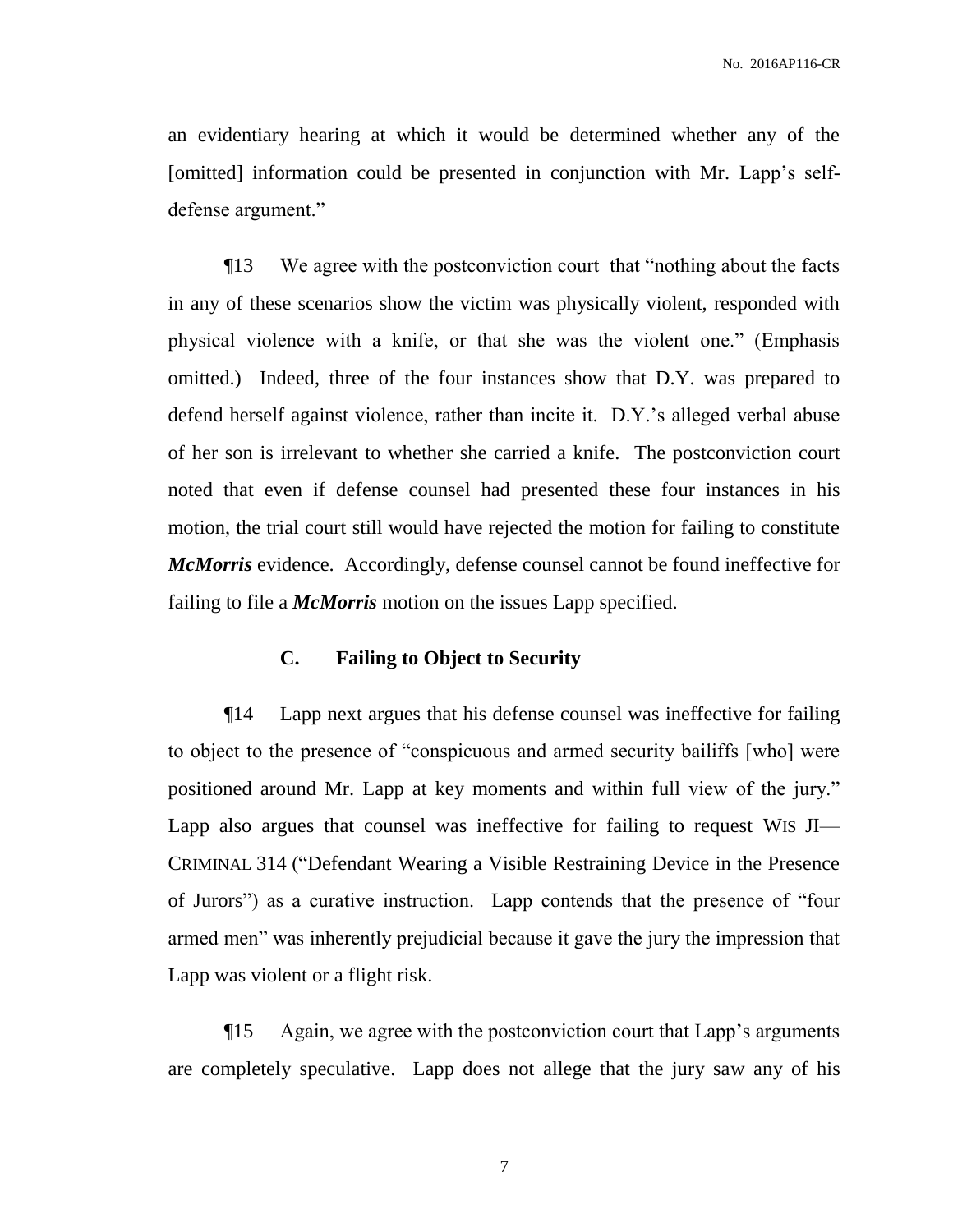an evidentiary hearing at which it would be determined whether any of the [omitted] information could be presented in conjunction with Mr. Lapp's self-defense argument."

¶13 We agree with the postconviction court that "nothing about the facts in any of these scenarios show the victim was physically violent, responded with physical violence with a knife, or that she was the violent one." (Emphasis omitted.) Indeed, three of the four instances show that D.Y. was prepared to defend herself against violence, rather than incite it. D.Y.'s alleged verbal abuse of her son is irrelevant to whether she carried a knife. The postconviction court noted that even if defense counsel had presented these four instances in his motion, the trial court still would have rejected the motion for failing to constitute ***McMorris*** evidence. Accordingly, defense counsel cannot be found ineffective for failing to file a ***McMorris*** motion on the issues Lapp specified.

### C. Failing to Object to Security

¶14 Lapp next argues that his defense counsel was ineffective for failing to object to the presence of "conspicuous and armed security bailiffs [who] were positioned around Mr. Lapp at key moments and within full view of the jury." Lapp also argues that counsel was ineffective for failing to request WIS JI—CRIMINAL 314 ("Defendant Wearing a Visible Restraining Device in the Presence of Jurors") as a curative instruction. Lapp contends that the presence of "four armed men" was inherently prejudicial because it gave the jury the impression that Lapp was violent or a flight risk.

¶15 Again, we agree with the postconviction court that Lapp's arguments are completely speculative. Lapp does not allege that the jury saw any of his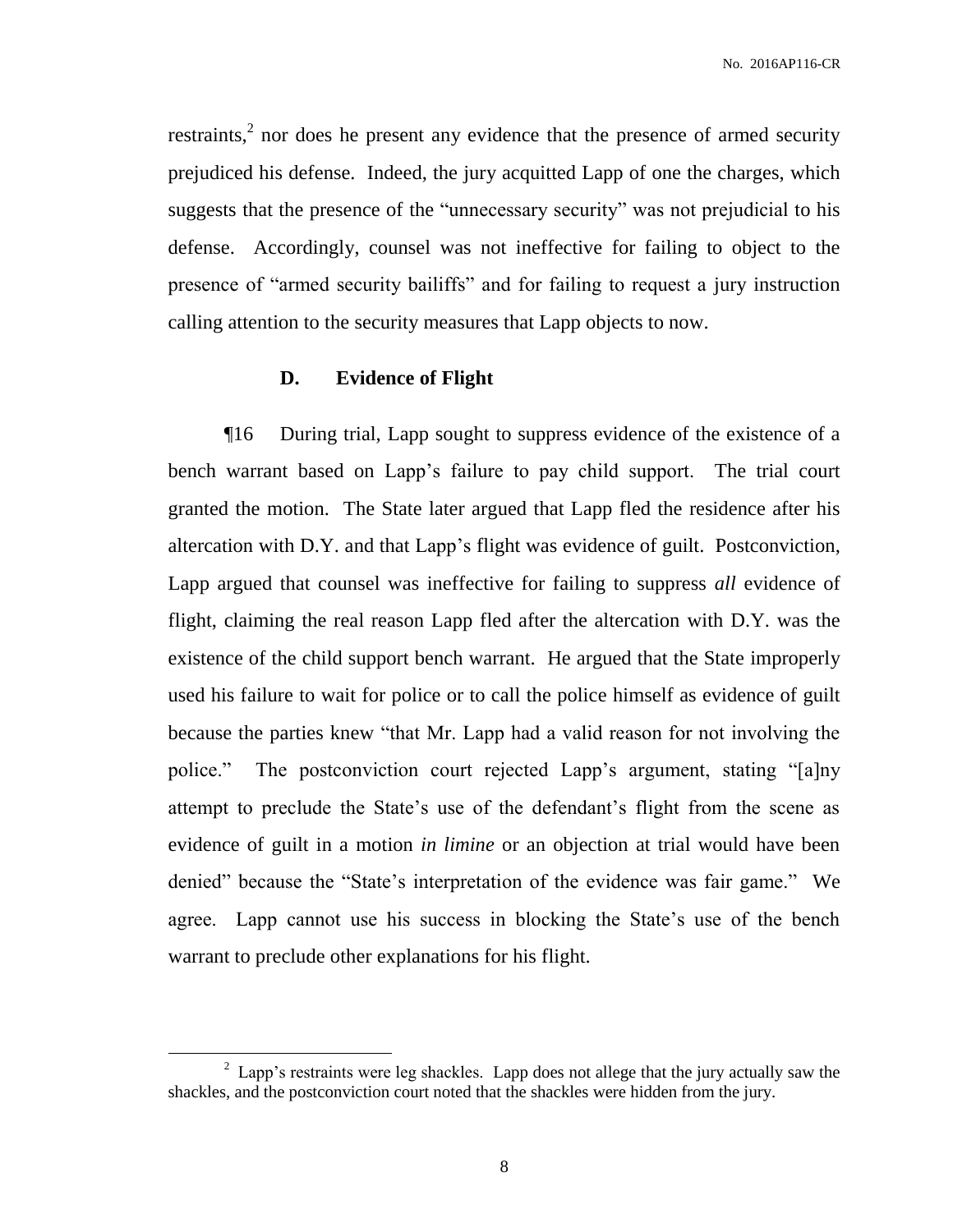restraints,[2] nor does he present any evidence that the presence of armed security prejudiced his defense. Indeed, the jury acquitted Lapp of one the charges, which suggests that the presence of the "unnecessary security" was not prejudicial to his defense. Accordingly, counsel was not ineffective for failing to object to the presence of "armed security bailiffs" and for failing to request a jury instruction calling attention to the security measures that Lapp objects to now.

### D. Evidence of Flight

¶16 During trial, Lapp sought to suppress evidence of the existence of a bench warrant based on Lapp's failure to pay child support. The trial court granted the motion. The State later argued that Lapp fled the residence after his altercation with D.Y. and that Lapp's flight was evidence of guilt. Postconviction, Lapp argued that counsel was ineffective for failing to suppress *all* evidence of flight, claiming the real reason Lapp fled after the altercation with D.Y. was the existence of the child support bench warrant. He argued that the State improperly used his failure to wait for police or to call the police himself as evidence of guilt because the parties knew "that Mr. Lapp had a valid reason for not involving the police." The postconviction court rejected Lapp's argument, stating "[a]ny attempt to preclude the State's use of the defendant's flight from the scene as evidence of guilt in a motion *in limine* or an objection at trial would have been denied" because the "State's interpretation of the evidence was fair game." We agree. Lapp cannot use his success in blocking the State's use of the bench warrant to preclude other explanations for his flight.

---

[2] Lapp's restraints were leg shackles. Lapp does not allege that the jury actually saw the shackles, and the postconviction court noted that the shackles were hidden from the jury.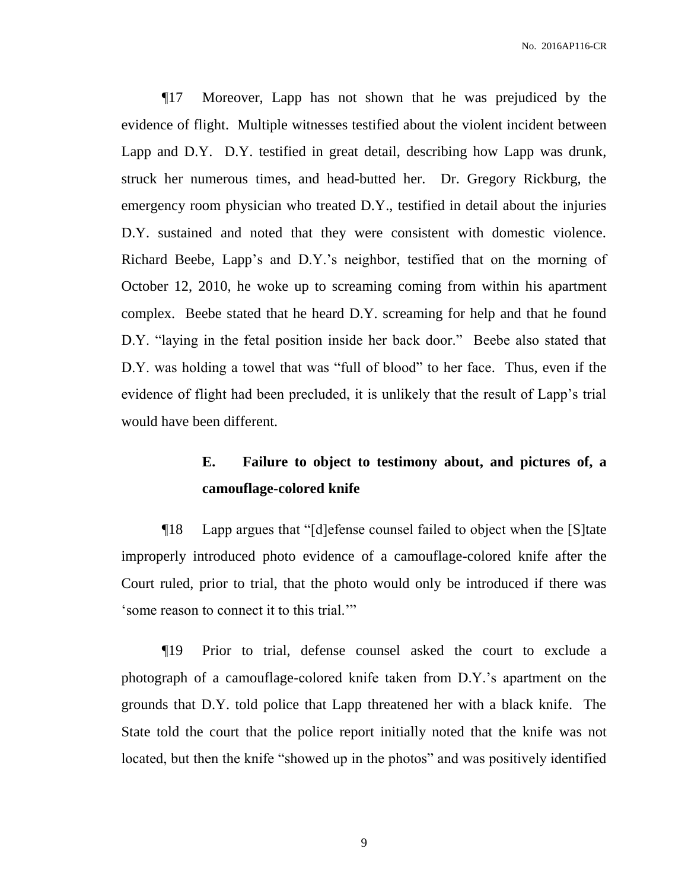¶17 Moreover, Lapp has not shown that he was prejudiced by the evidence of flight. Multiple witnesses testified about the violent incident between Lapp and D.Y. D.Y. testified in great detail, describing how Lapp was drunk, struck her numerous times, and head-butted her. Dr. Gregory Rickburg, the emergency room physician who treated D.Y., testified in detail about the injuries D.Y. sustained and noted that they were consistent with domestic violence. Richard Beebe, Lapp's and D.Y.'s neighbor, testified that on the morning of October 12, 2010, he woke up to screaming coming from within his apartment complex. Beebe stated that he heard D.Y. screaming for help and that he found D.Y. "laying in the fetal position inside her back door." Beebe also stated that D.Y. was holding a towel that was "full of blood" to her face. Thus, even if the evidence of flight had been precluded, it is unlikely that the result of Lapp's trial would have been different.

### E. Failure to object to testimony about, and pictures of, a camouflage-colored knife

¶18 Lapp argues that "[d]efense counsel failed to object when the [S]tate improperly introduced photo evidence of a camouflage-colored knife after the Court ruled, prior to trial, that the photo would only be introduced if there was 'some reason to connect it to this trial.'"

¶19 Prior to trial, defense counsel asked the court to exclude a photograph of a camouflage-colored knife taken from D.Y.'s apartment on the grounds that D.Y. told police that Lapp threatened her with a black knife. The State told the court that the police report initially noted that the knife was not located, but then the knife "showed up in the photos" and was positively identified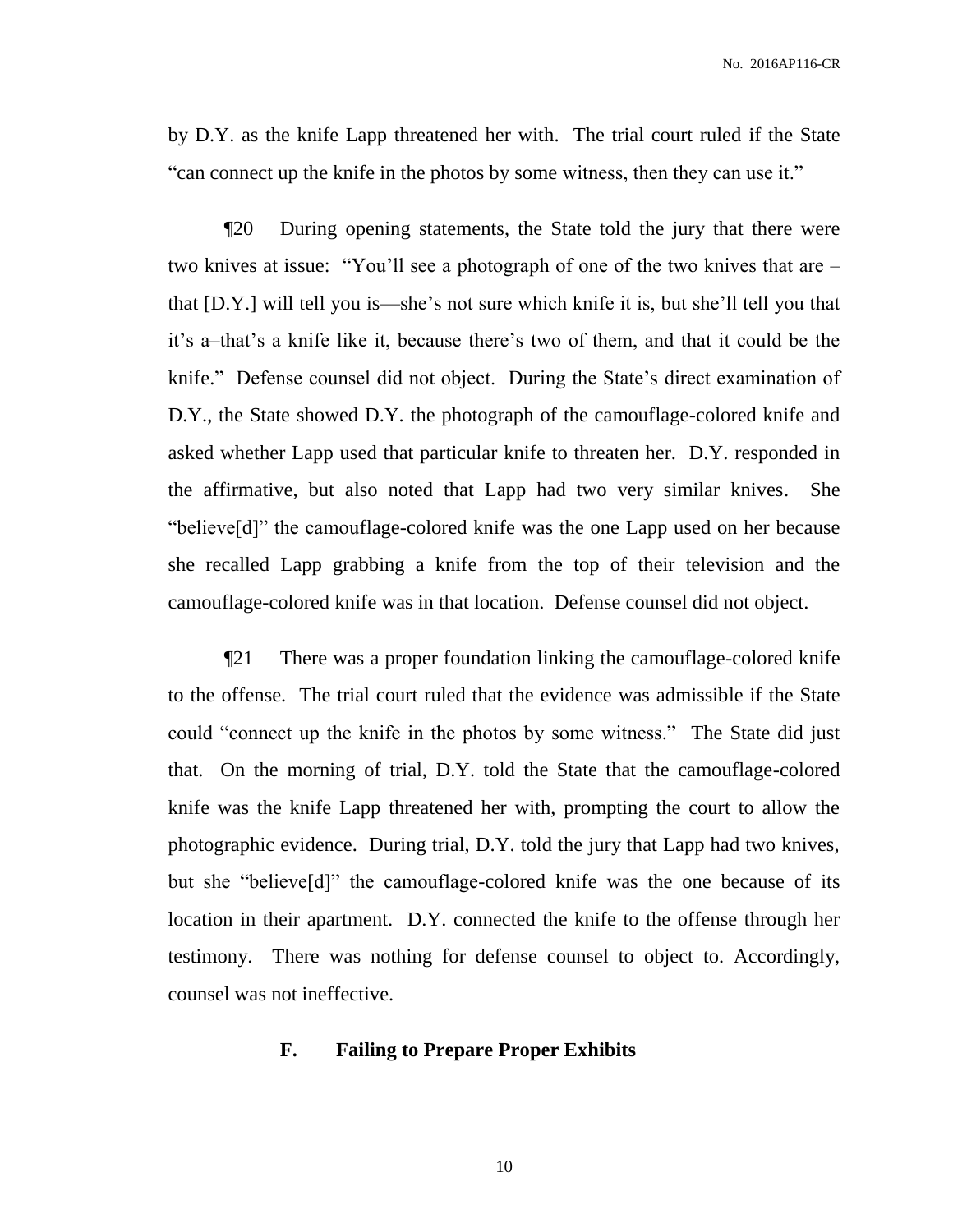by D.Y. as the knife Lapp threatened her with. The trial court ruled if the State "can connect up the knife in the photos by some witness, then they can use it."

¶20 During opening statements, the State told the jury that there were two knives at issue: "You'll see a photograph of one of the two knives that are – that [D.Y.] will tell you is—she's not sure which knife it is, but she'll tell you that it's a–that's a knife like it, because there's two of them, and that it could be the knife." Defense counsel did not object. During the State's direct examination of D.Y., the State showed D.Y. the photograph of the camouflage-colored knife and asked whether Lapp used that particular knife to threaten her. D.Y. responded in the affirmative, but also noted that Lapp had two very similar knives. She "believe[d]" the camouflage-colored knife was the one Lapp used on her because she recalled Lapp grabbing a knife from the top of their television and the camouflage-colored knife was in that location. Defense counsel did not object.

¶21 There was a proper foundation linking the camouflage-colored knife to the offense. The trial court ruled that the evidence was admissible if the State could "connect up the knife in the photos by some witness." The State did just that. On the morning of trial, D.Y. told the State that the camouflage-colored knife was the knife Lapp threatened her with, prompting the court to allow the photographic evidence. During trial, D.Y. told the jury that Lapp had two knives, but she "believe[d]" the camouflage-colored knife was the one because of its location in their apartment. D.Y. connected the knife to the offense through her testimony. There was nothing for defense counsel to object to. Accordingly, counsel was not ineffective.

### F. Failing to Prepare Proper Exhibits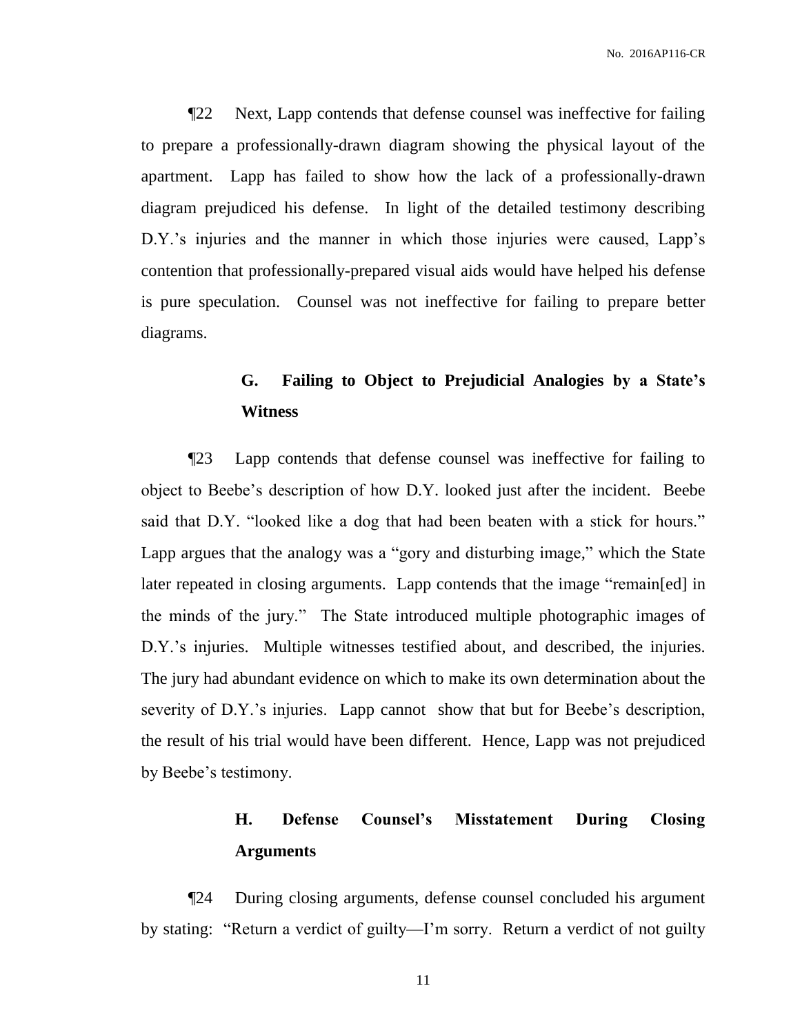¶22 Next, Lapp contends that defense counsel was ineffective for failing to prepare a professionally-drawn diagram showing the physical layout of the apartment. Lapp has failed to show how the lack of a professionally-drawn diagram prejudiced his defense. In light of the detailed testimony describing D.Y.'s injuries and the manner in which those injuries were caused, Lapp's contention that professionally-prepared visual aids would have helped his defense is pure speculation. Counsel was not ineffective for failing to prepare better diagrams.

### G. Failing to Object to Prejudicial Analogies by a State's Witness

¶23 Lapp contends that defense counsel was ineffective for failing to object to Beebe's description of how D.Y. looked just after the incident. Beebe said that D.Y. "looked like a dog that had been beaten with a stick for hours." Lapp argues that the analogy was a "gory and disturbing image," which the State later repeated in closing arguments. Lapp contends that the image "remain[ed] in the minds of the jury." The State introduced multiple photographic images of D.Y.'s injuries. Multiple witnesses testified about, and described, the injuries. The jury had abundant evidence on which to make its own determination about the severity of D.Y.'s injuries. Lapp cannot show that but for Beebe's description, the result of his trial would have been different. Hence, Lapp was not prejudiced by Beebe's testimony.

### H. Defense Counsel's Misstatement During Closing Arguments

¶24 During closing arguments, defense counsel concluded his argument by stating: "Return a verdict of guilty—I'm sorry. Return a verdict of not guilty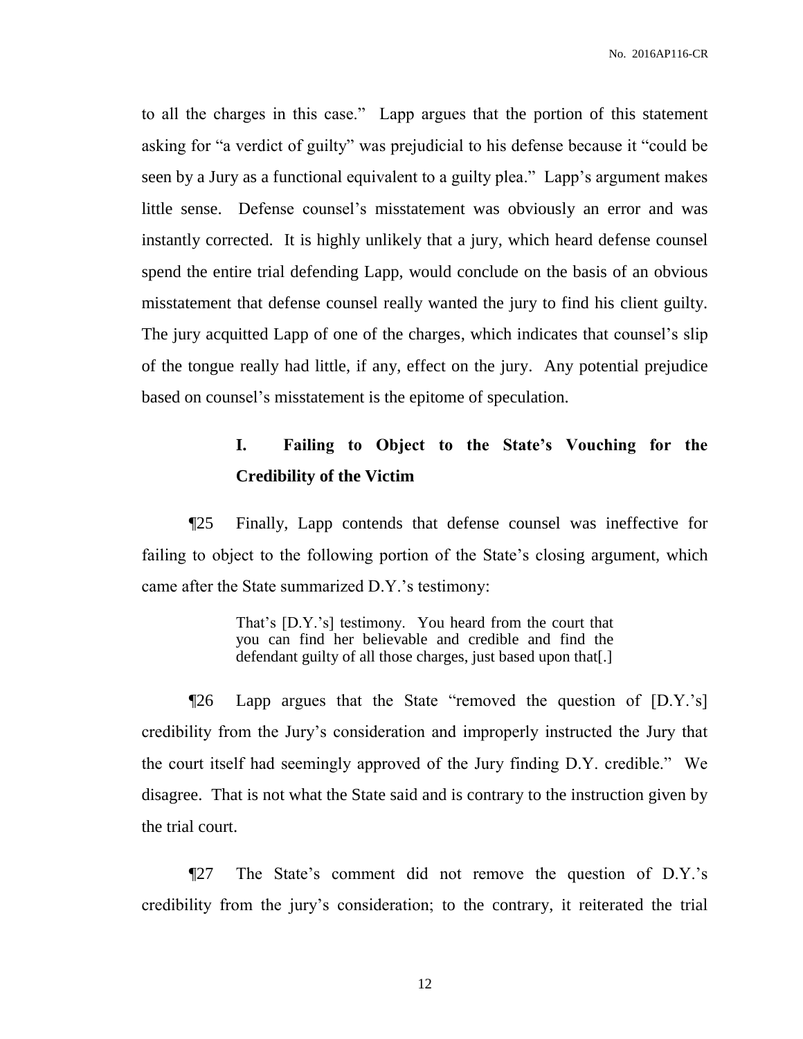to all the charges in this case." Lapp argues that the portion of this statement asking for "a verdict of guilty" was prejudicial to his defense because it "could be seen by a Jury as a functional equivalent to a guilty plea." Lapp's argument makes little sense. Defense counsel's misstatement was obviously an error and was instantly corrected. It is highly unlikely that a jury, which heard defense counsel spend the entire trial defending Lapp, would conclude on the basis of an obvious misstatement that defense counsel really wanted the jury to find his client guilty. The jury acquitted Lapp of one of the charges, which indicates that counsel's slip of the tongue really had little, if any, effect on the jury. Any potential prejudice based on counsel's misstatement is the epitome of speculation.

### I. Failing to Object to the State's Vouching for the Credibility of the Victim

¶25 Finally, Lapp contends that defense counsel was ineffective for failing to object to the following portion of the State's closing argument, which came after the State summarized D.Y.'s testimony:

> That's [D.Y.'s] testimony. You heard from the court that you can find her believable and credible and find the defendant guilty of all those charges, just based upon that[.]

¶26 Lapp argues that the State "removed the question of [D.Y.'s] credibility from the Jury's consideration and improperly instructed the Jury that the court itself had seemingly approved of the Jury finding D.Y. credible." We disagree. That is not what the State said and is contrary to the instruction given by the trial court.

¶27 The State's comment did not remove the question of D.Y.'s credibility from the jury's consideration; to the contrary, it reiterated the trial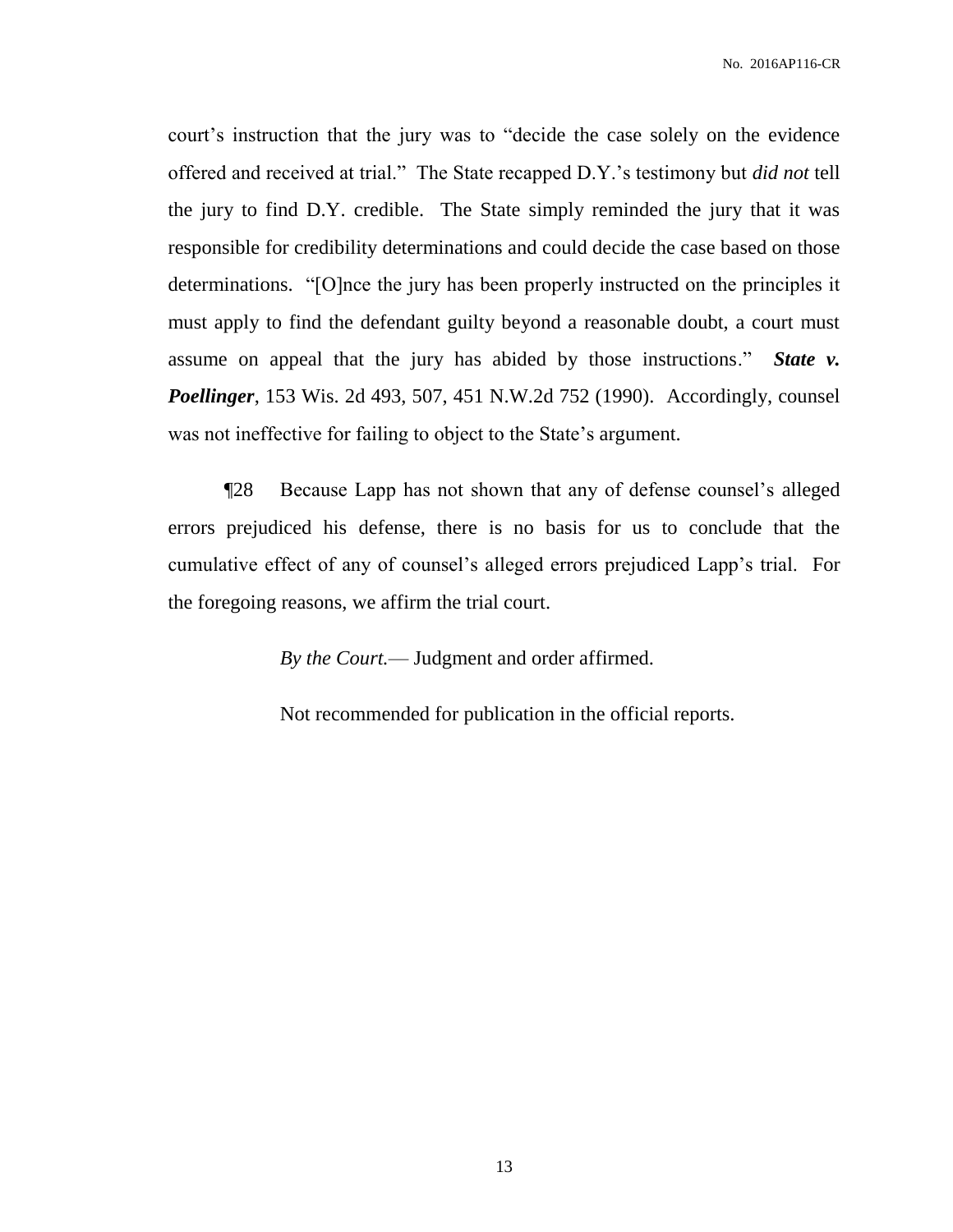court's instruction that the jury was to "decide the case solely on the evidence offered and received at trial." The State recapped D.Y.'s testimony but *did not* tell the jury to find D.Y. credible. The State simply reminded the jury that it was responsible for credibility determinations and could decide the case based on those determinations. "[O]nce the jury has been properly instructed on the principles it must apply to find the defendant guilty beyond a reasonable doubt, a court must assume on appeal that the jury has abided by those instructions." ***State v. Poellinger***, 153 Wis. 2d 493, 507, 451 N.W.2d 752 (1990). Accordingly, counsel was not ineffective for failing to object to the State's argument.

¶28 Because Lapp has not shown that any of defense counsel's alleged errors prejudiced his defense, there is no basis for us to conclude that the cumulative effect of any of counsel's alleged errors prejudiced Lapp's trial. For the foregoing reasons, we affirm the trial court.

*By the Court.*— Judgment and order affirmed.

Not recommended for publication in the official reports.